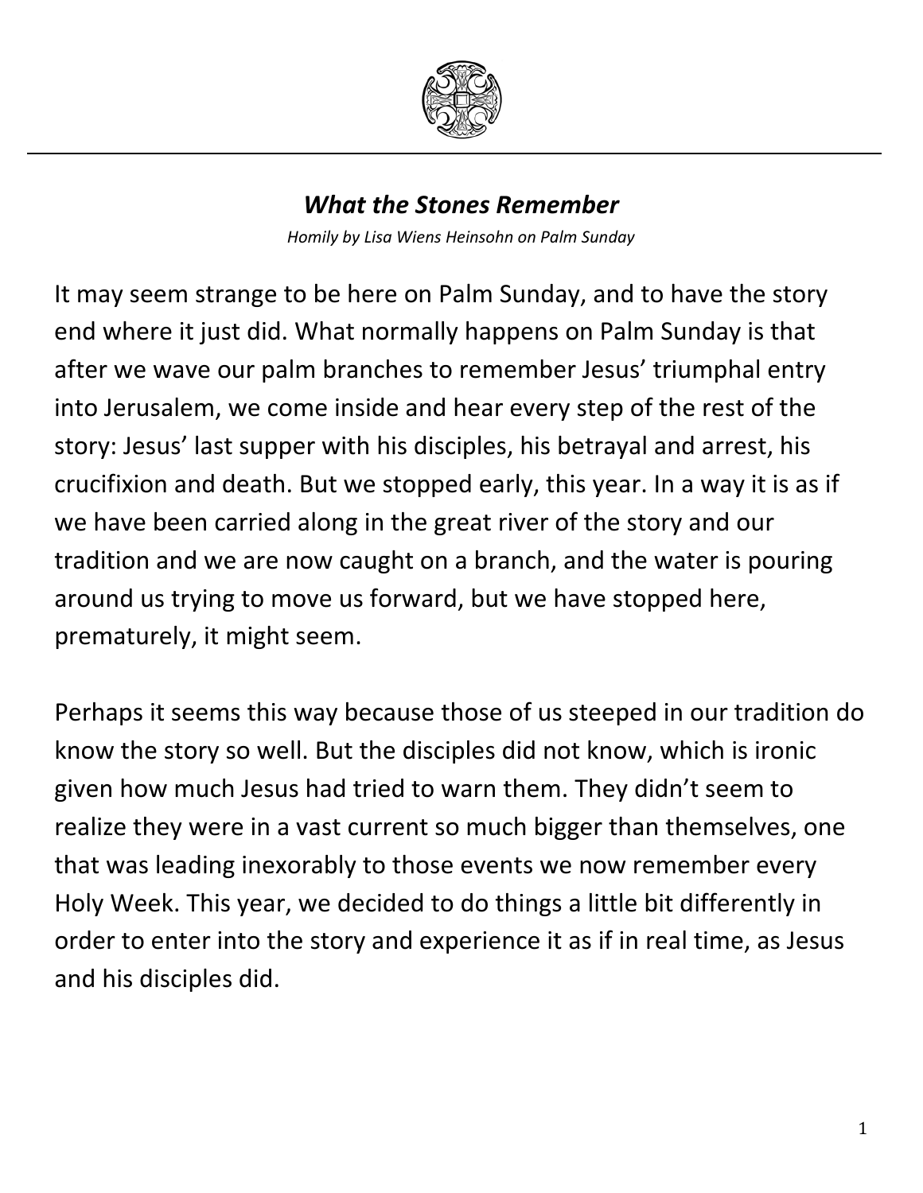# *What the Stones Remember*

*Homily by Lisa Wiens Heinsohn on Palm Sunday*

It may seem strange to be here on Palm Sunday, and to have the story end where it just did. What normally happens on Palm Sunday is that after we wave our palm branches to remember Jesus' triumphal entry into Jerusalem, we come inside and hear every step of the rest of the story: Jesus' last supper with his disciples, his betrayal and arrest, his crucifixion and death. But we stopped early, this year. In a way it is as if we have been carried along in the great river of the story and our tradition and we are now caught on a branch, and the water is pouring around us trying to move us forward, but we have stopped here, prematurely, it might seem.

Perhaps it seems this way because those of us steeped in our tradition do know the story so well. But the disciples did not know, which is ironic given how much Jesus had tried to warn them. They didn't seem to realize they were in a vast current so much bigger than themselves, one that was leading inexorably to those events we now remember every Holy Week. This year, we decided to do things a little bit differently in order to enter into the story and experience it as if in real time, as Jesus and his disciples did.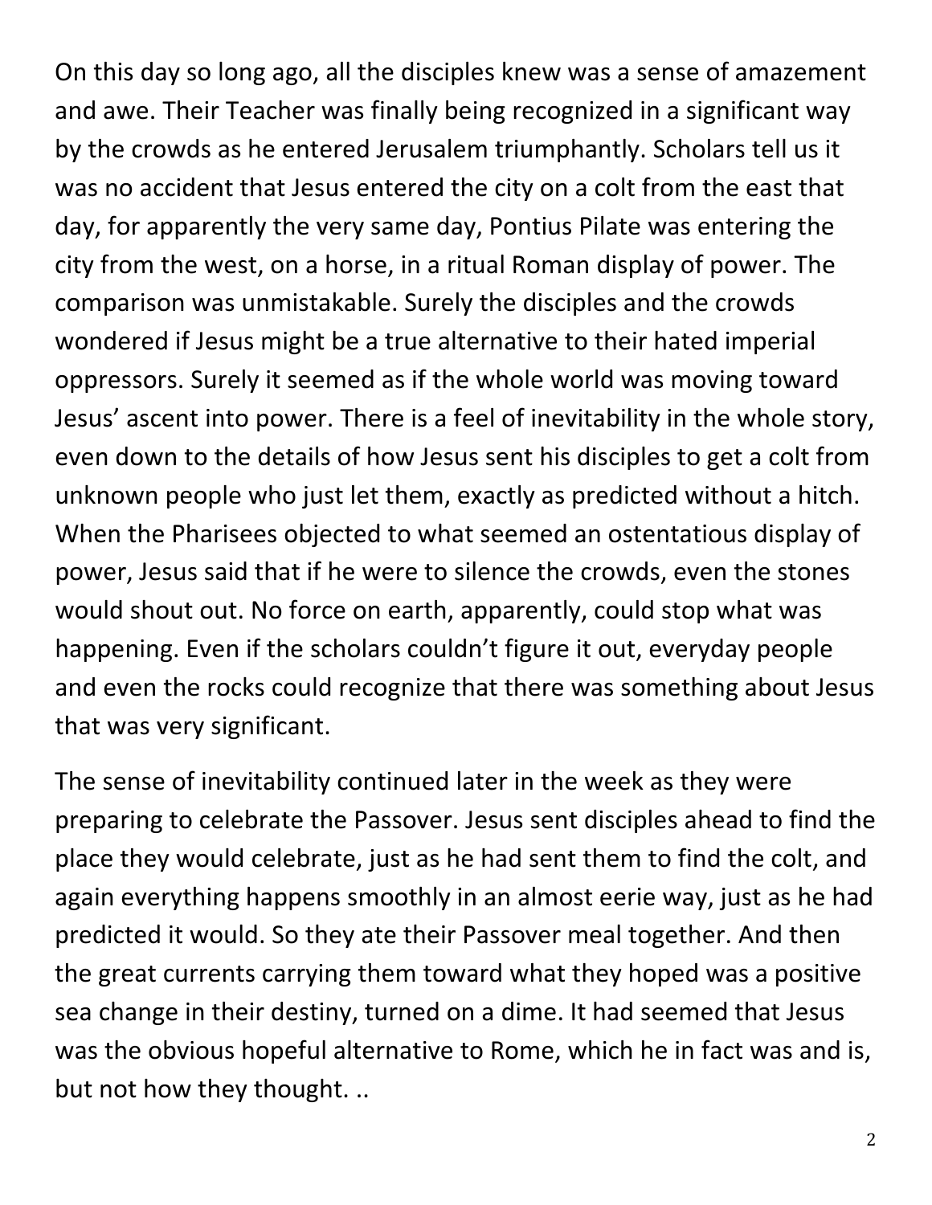On this day so long ago, all the disciples knew was a sense of amazement and awe. Their Teacher was finally being recognized in a significant way by the crowds as he entered Jerusalem triumphantly. Scholars tell us it was no accident that Jesus entered the city on a colt from the east that day, for apparently the very same day, Pontius Pilate was entering the city from the west, on a horse, in a ritual Roman display of power. The comparison was unmistakable. Surely the disciples and the crowds wondered if Jesus might be a true alternative to their hated imperial oppressors. Surely it seemed as if the whole world was moving toward Jesus' ascent into power. There is a feel of inevitability in the whole story, even down to the details of how Jesus sent his disciples to get a colt from unknown people who just let them, exactly as predicted without a hitch. When the Pharisees objected to what seemed an ostentatious display of power, Jesus said that if he were to silence the crowds, even the stones would shout out. No force on earth, apparently, could stop what was happening. Even if the scholars couldn't figure it out, everyday people and even the rocks could recognize that there was something about Jesus that was very significant.

The sense of inevitability continued later in the week as they were preparing to celebrate the Passover. Jesus sent disciples ahead to find the place they would celebrate, just as he had sent them to find the colt, and again everything happens smoothly in an almost eerie way, just as he had predicted it would. So they ate their Passover meal together. And then the great currents carrying them toward what they hoped was a positive sea change in their destiny, turned on a dime. It had seemed that Jesus was the obvious hopeful alternative to Rome, which he in fact was and is, but not how they thought. ..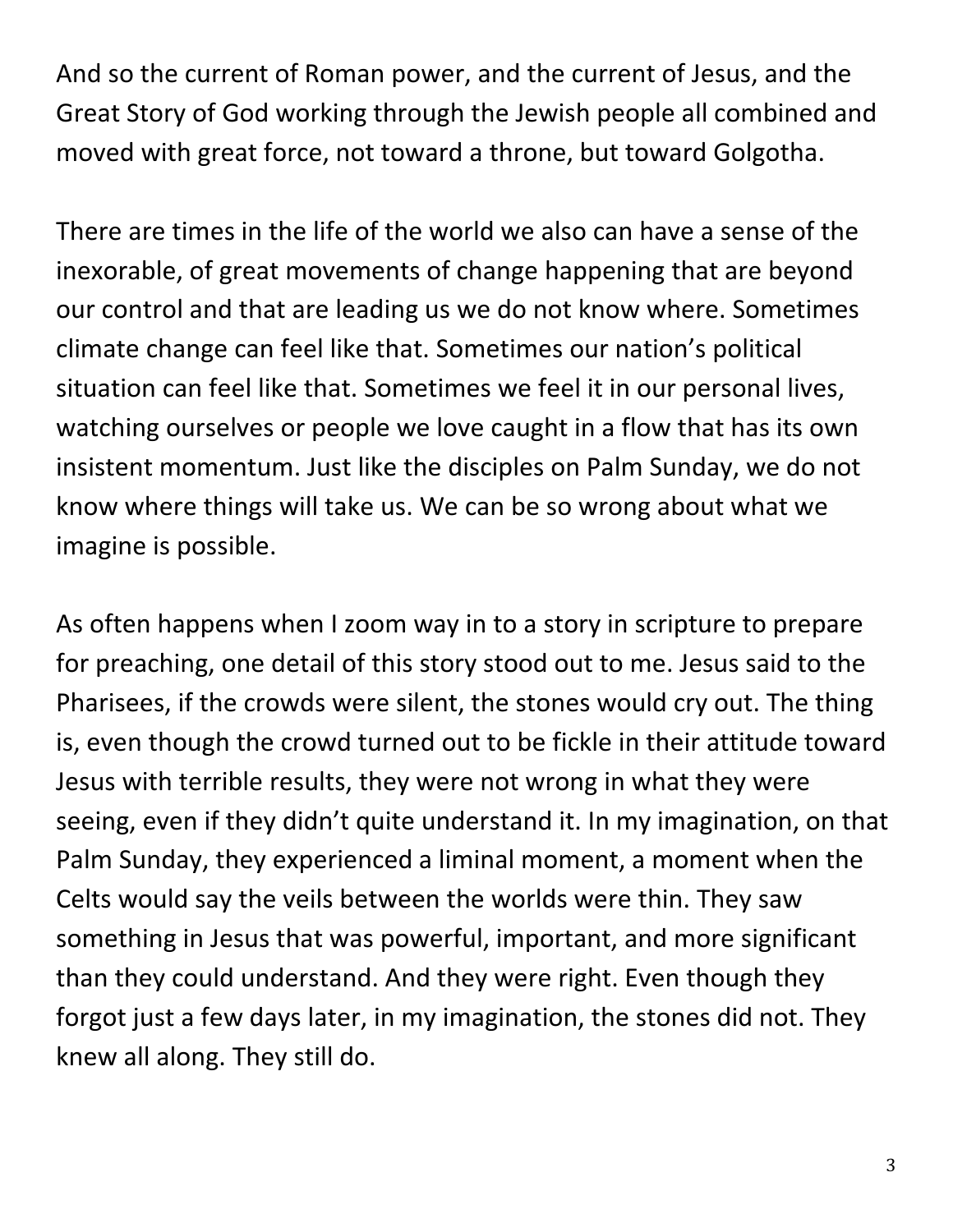And so the current of Roman power, and the current of Jesus, and the Great Story of God working through the Jewish people all combined and moved with great force, not toward a throne, but toward Golgotha.

There are times in the life of the world we also can have a sense of the inexorable, of great movements of change happening that are beyond our control and that are leading us we do not know where. Sometimes climate change can feel like that. Sometimes our nation's political situation can feel like that. Sometimes we feel it in our personal lives, watching ourselves or people we love caught in a flow that has its own insistent momentum. Just like the disciples on Palm Sunday, we do not know where things will take us. We can be so wrong about what we imagine is possible.

As often happens when I zoom way in to a story in scripture to prepare for preaching, one detail of this story stood out to me. Jesus said to the Pharisees, if the crowds were silent, the stones would cry out. The thing is, even though the crowd turned out to be fickle in their attitude toward Jesus with terrible results, they were not wrong in what they were seeing, even if they didn't quite understand it. In my imagination, on that Palm Sunday, they experienced a liminal moment, a moment when the Celts would say the veils between the worlds were thin. They saw something in Jesus that was powerful, important, and more significant than they could understand. And they were right. Even though they forgot just a few days later, in my imagination, the stones did not. They knew all along. They still do.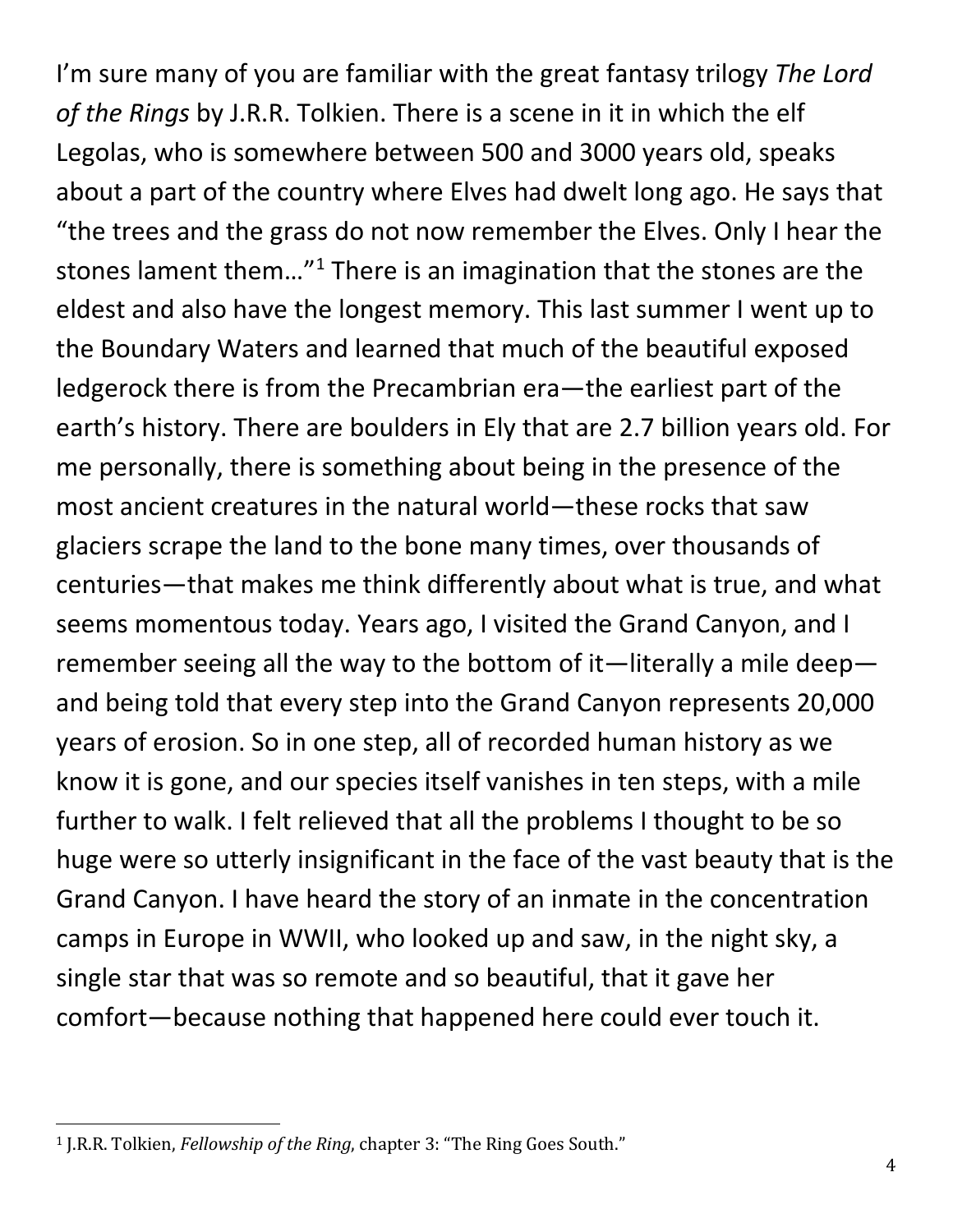I'm sure many of you are familiar with the great fantasy trilogy *The Lord of the Rings* by J.R.R. Tolkien. There is a scene in it in which the elf Legolas, who is somewhere between 500 and 3000 years old, speaks about a part of the country where Elves had dwelt long ago. He says that "the trees and the grass do not now remember the Elves. Only I hear the stones lament them…"[1] There is an imagination that the stones are the eldest and also have the longest memory. This last summer I went up to the Boundary Waters and learned that much of the beautiful exposed ledgerock there is from the Precambrian era—the earliest part of the earth's history. There are boulders in Ely that are 2.7 billion years old. For me personally, there is something about being in the presence of the most ancient creatures in the natural world—these rocks that saw glaciers scrape the land to the bone many times, over thousands of centuries—that makes me think differently about what is true, and what seems momentous today. Years ago, I visited the Grand Canyon, and I remember seeing all the way to the bottom of it—literally a mile deep—and being told that every step into the Grand Canyon represents 20,000 years of erosion. So in one step, all of recorded human history as we know it is gone, and our species itself vanishes in ten steps, with a mile further to walk. I felt relieved that all the problems I thought to be so huge were so utterly insignificant in the face of the vast beauty that is the Grand Canyon. I have heard the story of an inmate in the concentration camps in Europe in WWII, who looked up and saw, in the night sky, a single star that was so remote and so beautiful, that it gave her comfort—because nothing that happened here could ever touch it.

---

[1] J.R.R. Tolkien, *Fellowship of the Ring*, chapter 3: "The Ring Goes South."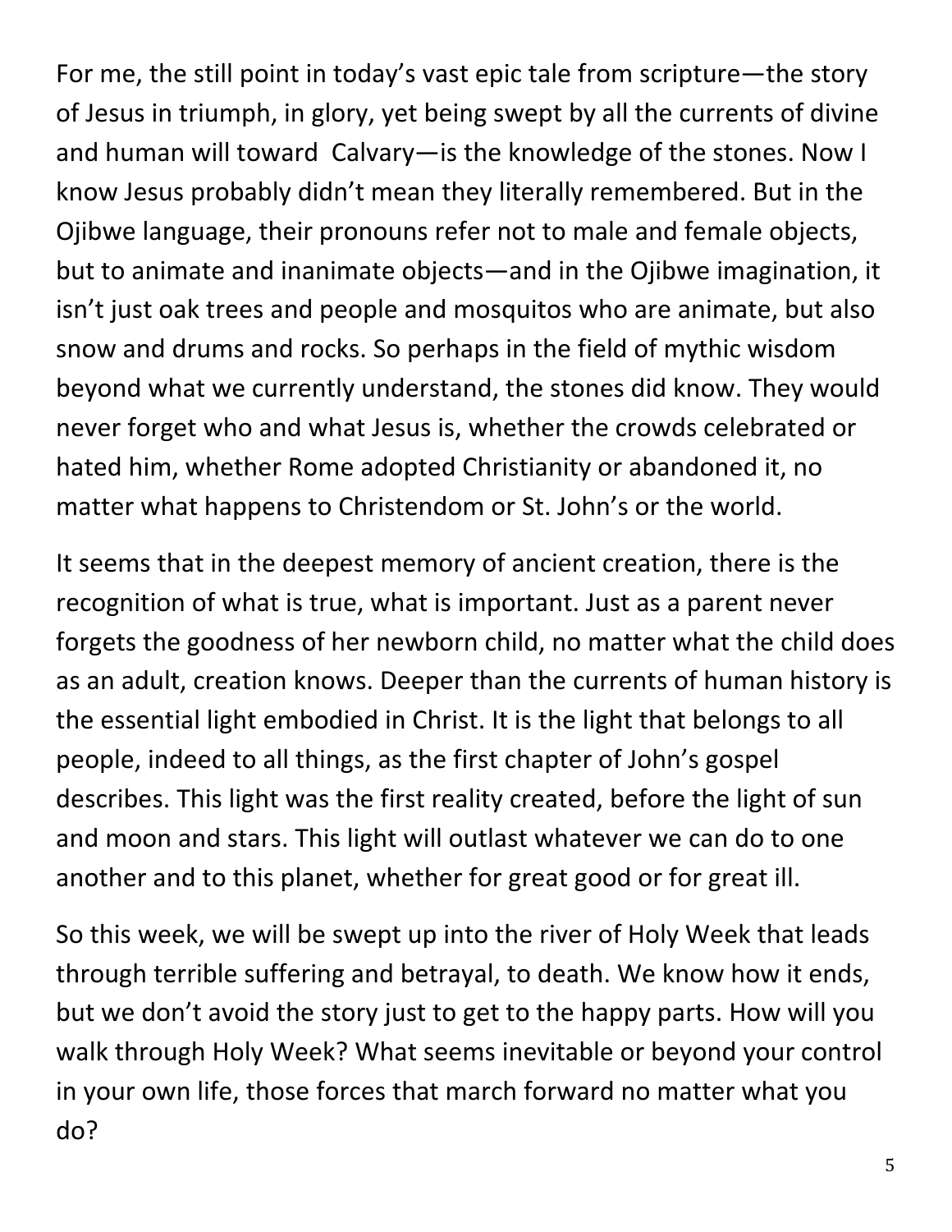For me, the still point in today's vast epic tale from scripture—the story of Jesus in triumph, in glory, yet being swept by all the currents of divine and human will toward  Calvary—is the knowledge of the stones. Now I know Jesus probably didn't mean they literally remembered. But in the Ojibwe language, their pronouns refer not to male and female objects, but to animate and inanimate objects—and in the Ojibwe imagination, it isn't just oak trees and people and mosquitos who are animate, but also snow and drums and rocks. So perhaps in the field of mythic wisdom beyond what we currently understand, the stones did know. They would never forget who and what Jesus is, whether the crowds celebrated or hated him, whether Rome adopted Christianity or abandoned it, no matter what happens to Christendom or St. John's or the world.

It seems that in the deepest memory of ancient creation, there is the recognition of what is true, what is important. Just as a parent never forgets the goodness of her newborn child, no matter what the child does as an adult, creation knows. Deeper than the currents of human history is the essential light embodied in Christ. It is the light that belongs to all people, indeed to all things, as the first chapter of John's gospel describes. This light was the first reality created, before the light of sun and moon and stars. This light will outlast whatever we can do to one another and to this planet, whether for great good or for great ill.

So this week, we will be swept up into the river of Holy Week that leads through terrible suffering and betrayal, to death. We know how it ends, but we don't avoid the story just to get to the happy parts. How will you walk through Holy Week? What seems inevitable or beyond your control in your own life, those forces that march forward no matter what you do?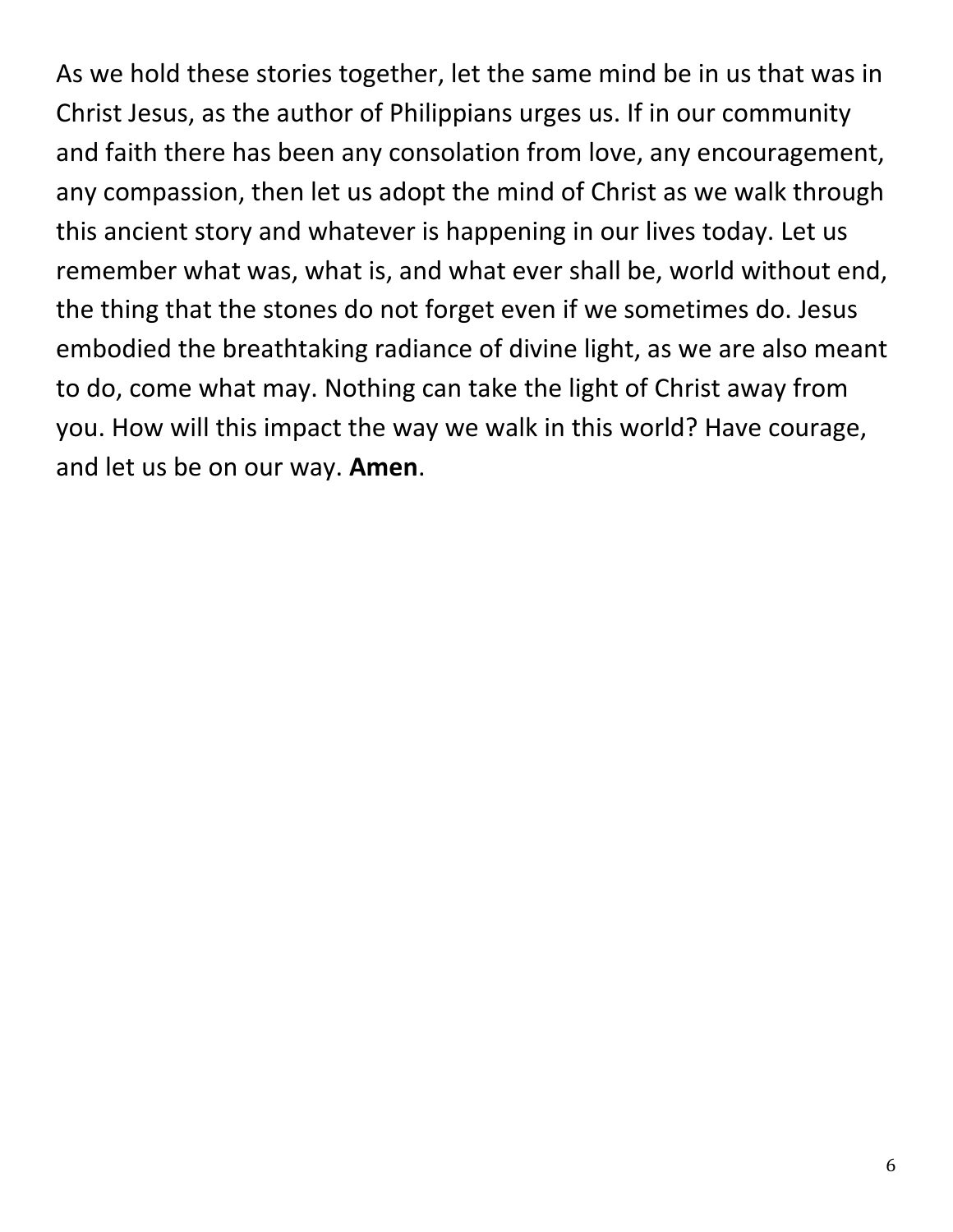As we hold these stories together, let the same mind be in us that was in Christ Jesus, as the author of Philippians urges us. If in our community and faith there has been any consolation from love, any encouragement, any compassion, then let us adopt the mind of Christ as we walk through this ancient story and whatever is happening in our lives today. Let us remember what was, what is, and what ever shall be, world without end, the thing that the stones do not forget even if we sometimes do. Jesus embodied the breathtaking radiance of divine light, as we are also meant to do, come what may. Nothing can take the light of Christ away from you. How will this impact the way we walk in this world? Have courage, and let us be on our way. **Amen**.